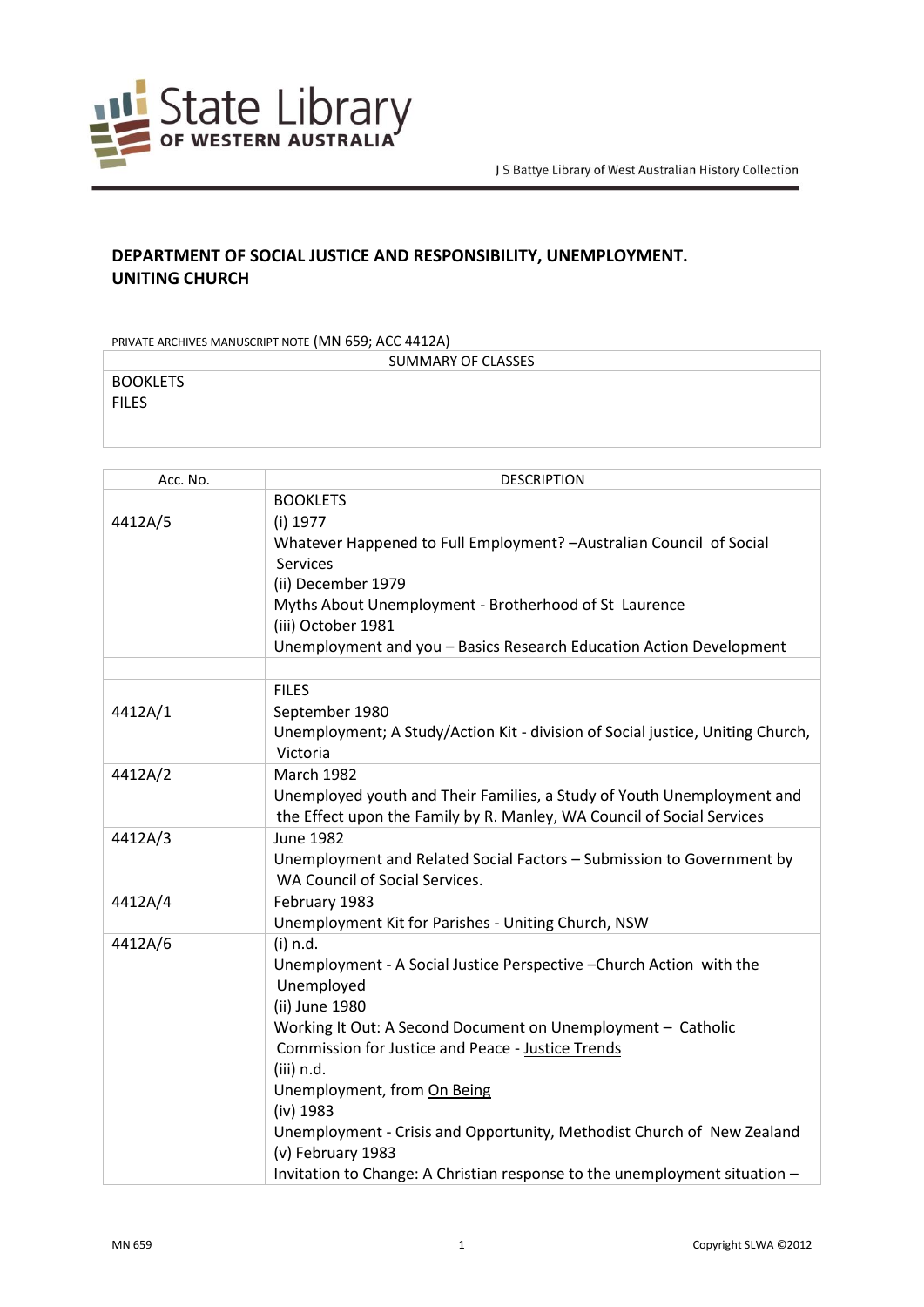J S Battye Library of West Australian History Collection

# DEPARTMENT OF SOCIAL JUSTICE AND RESPONSIBILITY, UNEMPLOYMENT. UNITING CHURCH

PRIVATE ARCHIVES MANUSCRIPT NOTE (MN 659; ACC 4412A)

| SUMMARY OF CLASSES | |
|---|---|
| BOOKLETS<br>FILES | |

| Acc. No. | DESCRIPTION |
|---|---|
| | BOOKLETS |
| 4412A/5 | (i) 1977<br>Whatever Happened to Full Employment? –Australian Council of Social Services<br>(ii) December 1979<br>Myths About Unemployment - Brotherhood of St Laurence<br>(iii) October 1981<br>Unemployment and you – Basics Research Education Action Development |
| | |
| | FILES |
| 4412A/1 | September 1980<br>Unemployment; A Study/Action Kit - division of Social justice, Uniting Church, Victoria |
| 4412A/2 | March 1982<br>Unemployed youth and Their Families, a Study of Youth Unemployment and the Effect upon the Family by R. Manley, WA Council of Social Services |
| 4412A/3 | June 1982<br>Unemployment and Related Social Factors – Submission to Government by WA Council of Social Services. |
| 4412A/4 | February 1983<br>Unemployment Kit for Parishes - Uniting Church, NSW |
| 4412A/6 | (i) n.d.<br>Unemployment - A Social Justice Perspective –Church Action with the Unemployed<br>(ii) June 1980<br>Working It Out: A Second Document on Unemployment – Catholic Commission for Justice and Peace - Justice Trends<br>(iii) n.d.<br>Unemployment, from On Being<br>(iv) 1983<br>Unemployment - Crisis and Opportunity, Methodist Church of New Zealand<br>(v) February 1983<br>Invitation to Change: A Christian response to the unemployment situation – |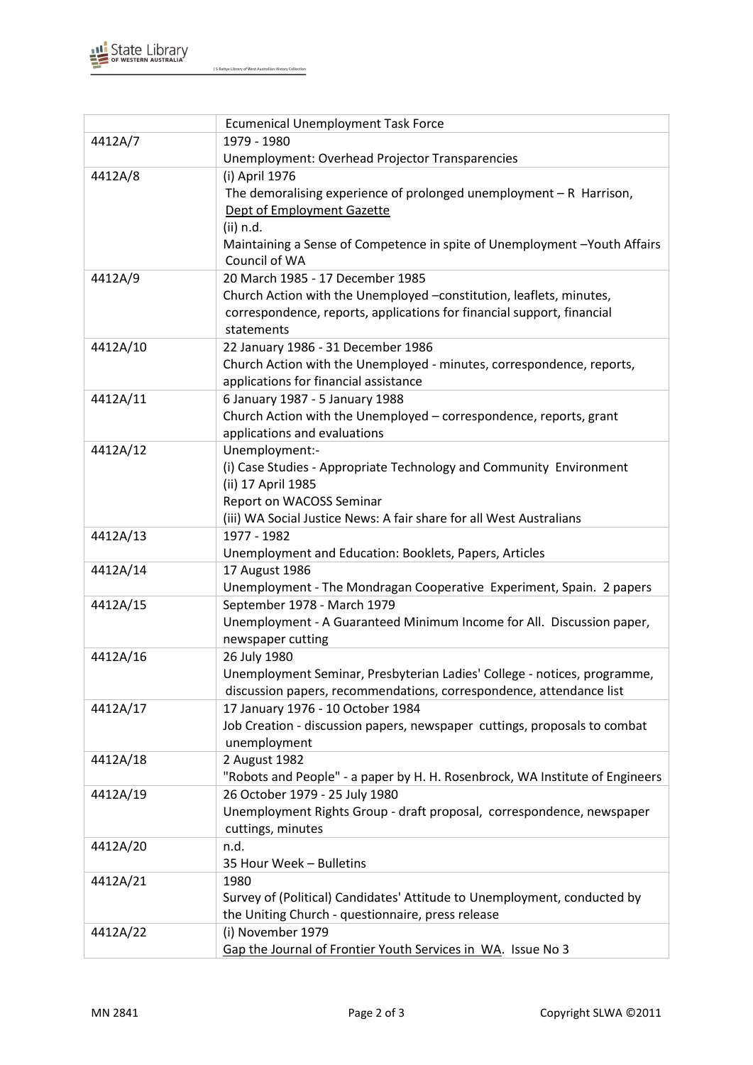| | Ecumenical Unemployment Task Force |
|---|---|
| 4412A/7 | 1979 - 1980<br>Unemployment: Overhead Projector Transparencies |
| 4412A/8 | (i) April 1976<br>The demoralising experience of prolonged unemployment – R Harrison, Dept of Employment Gazette<br>(ii) n.d.<br>Maintaining a Sense of Competence in spite of Unemployment –Youth Affairs Council of WA |
| 4412A/9 | 20 March 1985 - 17 December 1985<br>Church Action with the Unemployed –constitution, leaflets, minutes, correspondence, reports, applications for financial support, financial statements |
| 4412A/10 | 22 January 1986 - 31 December 1986<br>Church Action with the Unemployed - minutes, correspondence, reports, applications for financial assistance |
| 4412A/11 | 6 January 1987 - 5 January 1988<br>Church Action with the Unemployed – correspondence, reports, grant applications and evaluations |
| 4412A/12 | Unemployment:-<br>(i) Case Studies - Appropriate Technology and Community Environment<br>(ii) 17 April 1985<br>Report on WACOSS Seminar<br>(iii) WA Social Justice News: A fair share for all West Australians |
| 4412A/13 | 1977 - 1982<br>Unemployment and Education: Booklets, Papers, Articles |
| 4412A/14 | 17 August 1986<br>Unemployment - The Mondragan Cooperative Experiment, Spain. 2 papers |
| 4412A/15 | September 1978 - March 1979<br>Unemployment - A Guaranteed Minimum Income for All. Discussion paper, newspaper cutting |
| 4412A/16 | 26 July 1980<br>Unemployment Seminar, Presbyterian Ladies' College - notices, programme, discussion papers, recommendations, correspondence, attendance list |
| 4412A/17 | 17 January 1976 - 10 October 1984<br>Job Creation - discussion papers, newspaper cuttings, proposals to combat unemployment |
| 4412A/18 | 2 August 1982<br>"Robots and People" - a paper by H. H. Rosenbrock, WA Institute of Engineers |
| 4412A/19 | 26 October 1979 - 25 July 1980<br>Unemployment Rights Group - draft proposal, correspondence, newspaper cuttings, minutes |
| 4412A/20 | n.d.<br>35 Hour Week – Bulletins |
| 4412A/21 | 1980<br>Survey of (Political) Candidates' Attitude to Unemployment, conducted by the Uniting Church - questionnaire, press release |
| 4412A/22 | (i) November 1979<br>Gap the Journal of Frontier Youth Services in WA. Issue No 3 |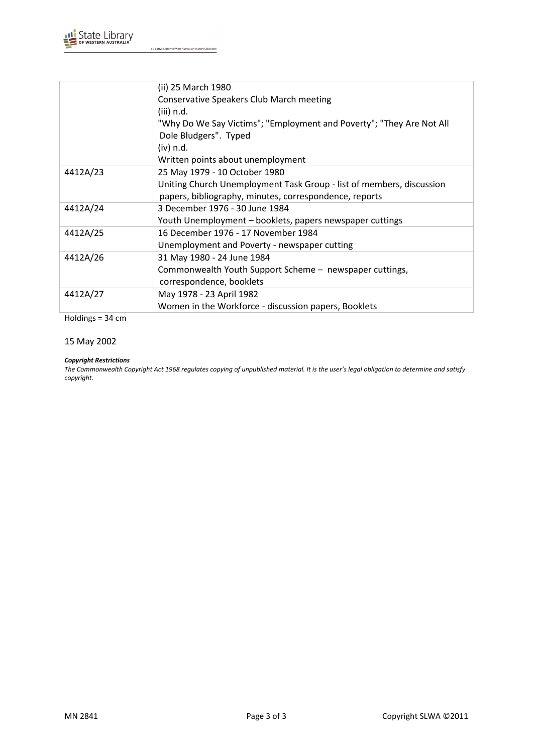| | |
|---|---|
| | (ii) 25 March 1980<br>Conservative Speakers Club March meeting<br>(iii) n.d.<br>"Why Do We Say Victims"; "Employment and Poverty"; "They Are Not All Dole Bludgers". Typed<br>(iv) n.d.<br>Written points about unemployment |
| 4412A/23 | 25 May 1979 - 10 October 1980<br>Uniting Church Unemployment Task Group - list of members, discussion papers, bibliography, minutes, correspondence, reports |
| 4412A/24 | 3 December 1976 - 30 June 1984<br>Youth Unemployment – booklets, papers newspaper cuttings |
| 4412A/25 | 16 December 1976 - 17 November 1984<br>Unemployment and Poverty - newspaper cutting |
| 4412A/26 | 31 May 1980 - 24 June 1984<br>Commonwealth Youth Support Scheme – newspaper cuttings, correspondence, booklets |
| 4412A/27 | May 1978 - 23 April 1982<br>Women in the Workforce - discussion papers, Booklets |

Holdings = 34 cm

15 May 2002

***Copyright Restrictions***

*The Commonwealth Copyright Act 1968 regulates copying of unpublished material. It is the user's legal obligation to determine and satisfy copyright.*